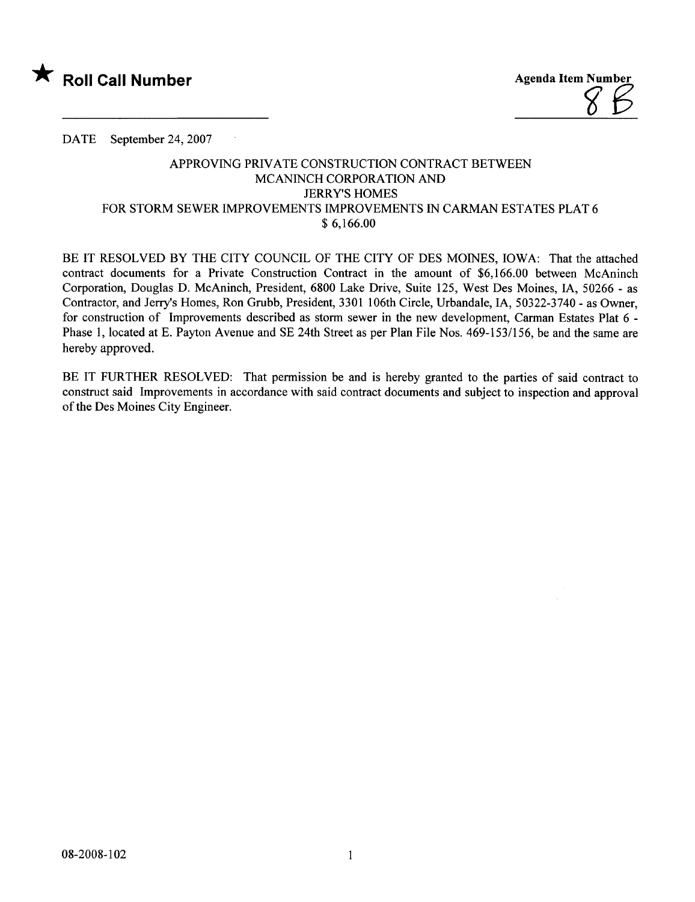★ **Roll Call Number**

**Agenda Item Number**

8B

DATE September 24, 2007

APPROVING PRIVATE CONSTRUCTION CONTRACT BETWEEN
MCANINCH CORPORATION AND
JERRY'S HOMES
FOR STORM SEWER IMPROVEMENTS IMPROVEMENTS IN CARMAN ESTATES PLAT 6
$ 6,166.00

BE IT RESOLVED BY THE CITY COUNCIL OF THE CITY OF DES MOINES, IOWA: That the attached contract documents for a Private Construction Contract in the amount of $6,166.00 between McAninch Corporation, Douglas D. McAninch, President, 6800 Lake Drive, Suite 125, West Des Moines, IA, 50266 - as Contractor, and Jerry's Homes, Ron Grubb, President, 3301 106th Circle, Urbandale, IA, 50322-3740 - as Owner, for construction of Improvements described as storm sewer in the new development, Carman Estates Plat 6 - Phase 1, located at E. Payton Avenue and SE 24th Street as per Plan File Nos. 469-153/156, be and the same are hereby approved.

BE IT FURTHER RESOLVED: That permission be and is hereby granted to the parties of said contract to construct said Improvements in accordance with said contract documents and subject to inspection and approval of the Des Moines City Engineer.

08-2008-102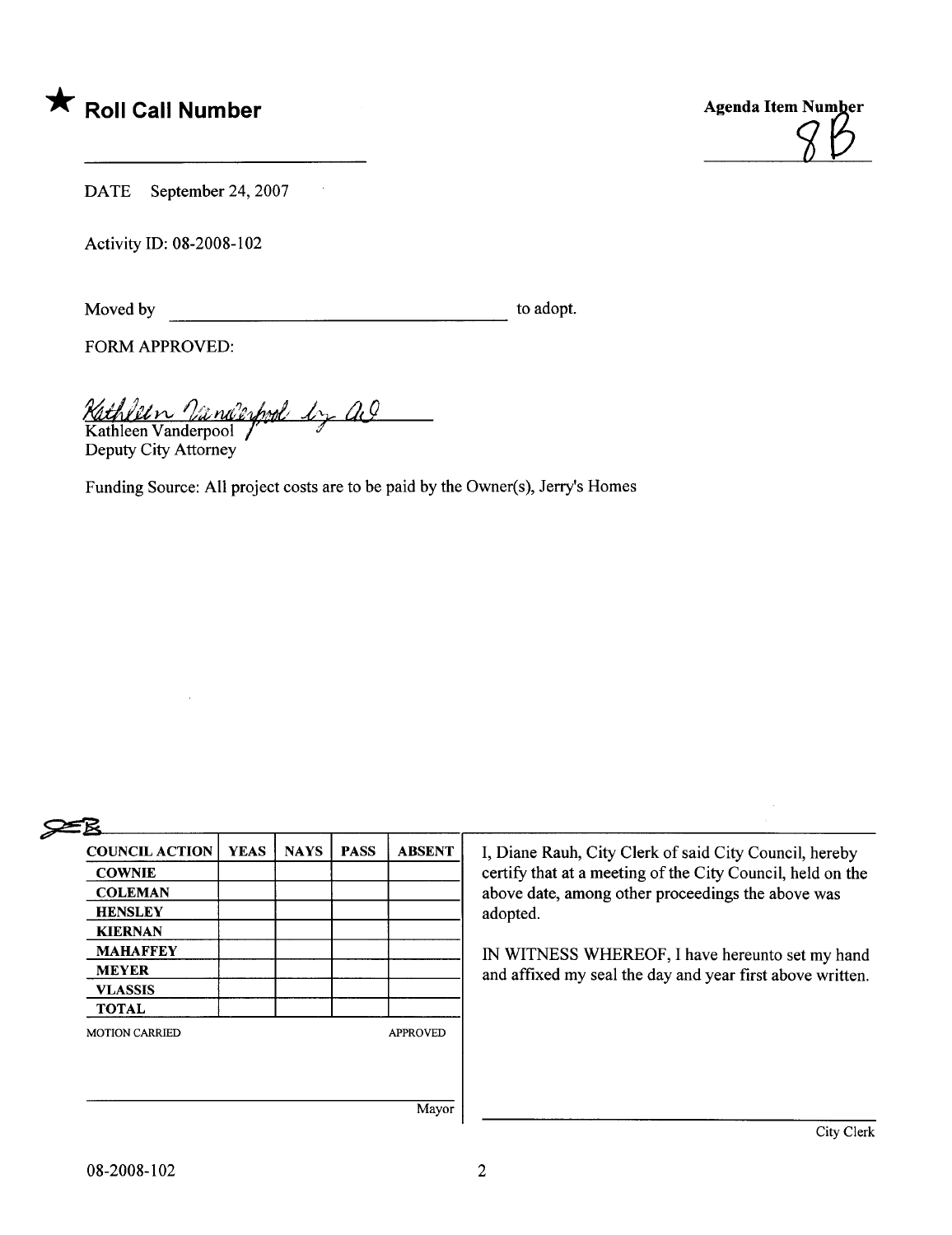★ **Roll Call Number**

**Agenda Item Number**
8B

DATE September 24, 2007

Activity ID: 08-2008-102

Moved by ______________________________ to adopt.

FORM APPROVED:

Kathleen Vanderpool by AG
Kathleen Vanderpool
Deputy City Attorney

Funding Source: All project costs are to be paid by the Owner(s), Jerry's Homes

| COUNCIL ACTION | YEAS | NAYS | PASS | ABSENT |
|---|---|---|---|---|
| COWNIE | | | | |
| COLEMAN | | | | |
| HENSLEY | | | | |
| KIERNAN | | | | |
| MAHAFFEY | | | | |
| MEYER | | | | |
| VLASSIS | | | | |
| TOTAL | | | | |

MOTION CARRIED APPROVED

______________________________
Mayor

I, Diane Rauh, City Clerk of said City Council, hereby certify that at a meeting of the City Council, held on the above date, among other proceedings the above was adopted.

IN WITNESS WHEREOF, I have hereunto set my hand and affixed my seal the day and year first above written.

______________________________
City Clerk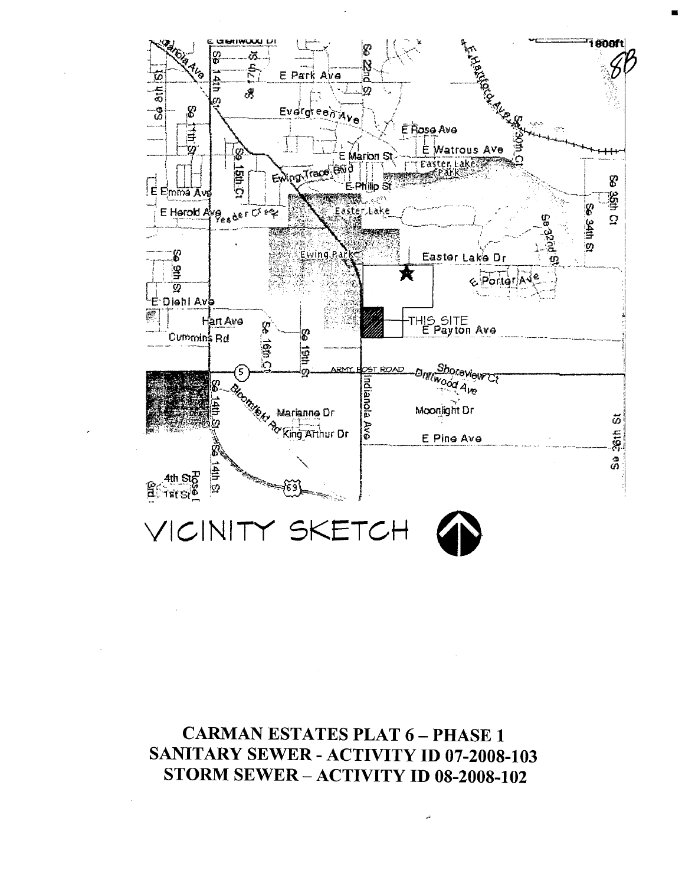1800ft

8B

VICINITY SKETCH

**CARMAN ESTATES PLAT 6 – PHASE 1**
**SANITARY SEWER - ACTIVITY ID 07-2008-103**
**STORM SEWER – ACTIVITY ID 08-2008-102**